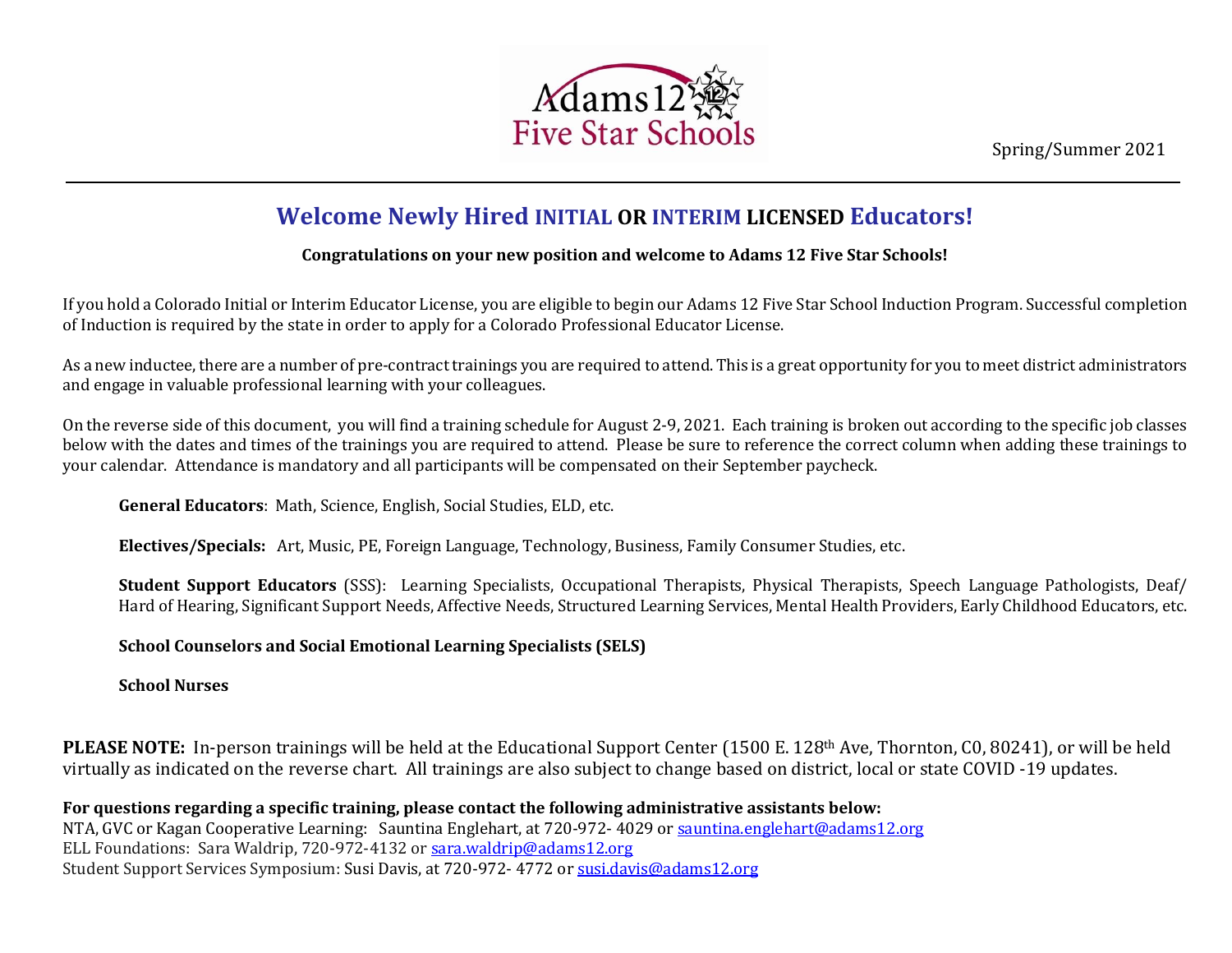Adams 12 Five Star Schools

Spring/Summer 2021

# Welcome Newly Hired INITIAL OR INTERIM LICENSED Educators!

**Congratulations on your new position and welcome to Adams 12 Five Star Schools!**

If you hold a Colorado Initial or Interim Educator License, you are eligible to begin our Adams 12 Five Star School Induction Program. Successful completion of Induction is required by the state in order to apply for a Colorado Professional Educator License.

As a new inductee, there are a number of pre-contract trainings you are required to attend. This is a great opportunity for you to meet district administrators and engage in valuable professional learning with your colleagues.

On the reverse side of this document, you will find a training schedule for August 2-9, 2021. Each training is broken out according to the specific job classes below with the dates and times of the trainings you are required to attend. Please be sure to reference the correct column when adding these trainings to your calendar. Attendance is mandatory and all participants will be compensated on their September paycheck.

**General Educators**: Math, Science, English, Social Studies, ELD, etc.

**Electives/Specials:** Art, Music, PE, Foreign Language, Technology, Business, Family Consumer Studies, etc.

**Student Support Educators** (SSS): Learning Specialists, Occupational Therapists, Physical Therapists, Speech Language Pathologists, Deaf/ Hard of Hearing, Significant Support Needs, Affective Needs, Structured Learning Services, Mental Health Providers, Early Childhood Educators, etc.

**School Counselors and Social Emotional Learning Specialists (SELS)**

**School Nurses**

**PLEASE NOTE:** In-person trainings will be held at the Educational Support Center (1500 E. 128th Ave, Thornton, C0, 80241), or will be held virtually as indicated on the reverse chart. All trainings are also subject to change based on district, local or state COVID -19 updates.

**For questions regarding a specific training, please contact the following administrative assistants below:**
NTA, GVC or Kagan Cooperative Learning: Sauntina Englehart, at 720-972- 4029 or sauntina.englehart@adams12.org
ELL Foundations: Sara Waldrip, 720-972-4132 or sara.waldrip@adams12.org
Student Support Services Symposium: Susi Davis, at 720-972- 4772 or susi.davis@adams12.org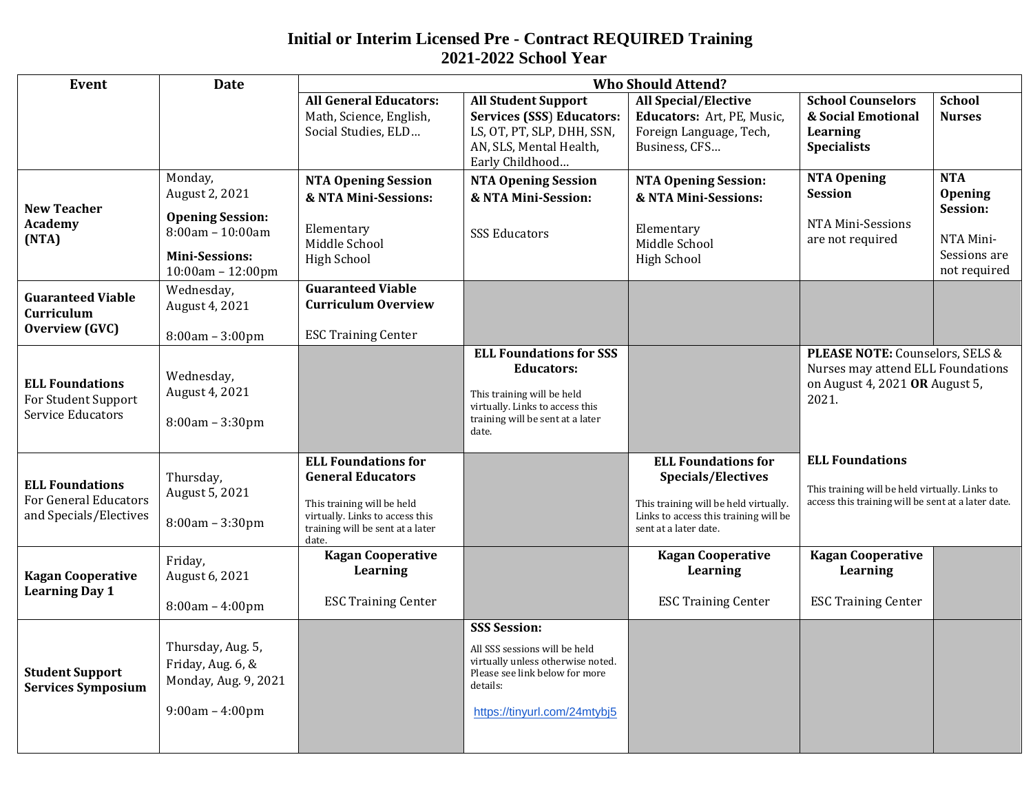# Initial or Interim Licensed Pre - Contract REQUIRED Training
## 2021-2022 School Year

| Event | Date | Who Should Attend? | | | | |
|---|---|---|---|---|---|---|
| | | **All General Educators:** Math, Science, English, Social Studies, ELD… | **All Student Support Services (SSS) Educators:** LS, OT, PT, SLP, DHH, SSN, AN, SLS, Mental Health, Early Childhood… | **All Special/Elective Educators:** Art, PE, Music, Foreign Language, Tech, Business, CFS… | **School Counselors & Social Emotional Learning Specialists** | **School Nurses** |
| **New Teacher Academy (NTA)** | Monday, August 2, 2021 **Opening Session:** 8:00am – 10:00am **Mini-Sessions:** 10:00am – 12:00pm | **NTA Opening Session & NTA Mini-Sessions:** Elementary Middle School High School | **NTA Opening Session & NTA Mini-Session:** SSS Educators | **NTA Opening Session: & NTA Mini-Sessions:** Elementary Middle School High School | **NTA Opening Session** NTA Mini-Sessions are not required | **NTA Opening Session:** NTA Mini-Sessions are not required |
| **Guaranteed Viable Curriculum Overview (GVC)** | Wednesday, August 4, 2021 8:00am – 3:00pm | **Guaranteed Viable Curriculum Overview** ESC Training Center | | | | |
| **ELL Foundations** For Student Support Service Educators | Wednesday, August 4, 2021 8:00am – 3:30pm | | **ELL Foundations for SSS Educators:** This training will be held virtually. Links to access this training will be sent at a later date. | | **PLEASE NOTE:** Counselors, SELS & Nurses may attend ELL Foundations on August 4, 2021 **OR** August 5, 2021. | |
| **ELL Foundations** For General Educators and Specials/Electives | Thursday, August 5, 2021 8:00am – 3:30pm | **ELL Foundations for General Educators** This training will be held virtually. Links to access this training will be sent at a later date. | | **ELL Foundations for Specials/Electives** This training will be held virtually. Links to access this training will be sent at a later date. | **ELL Foundations** This training will be held virtually. Links to access this training will be sent at a later date. | |
| **Kagan Cooperative Learning Day 1** | Friday, August 6, 2021 8:00am – 4:00pm | **Kagan Cooperative Learning** ESC Training Center | | **Kagan Cooperative Learning** ESC Training Center | **Kagan Cooperative Learning** ESC Training Center | |
| **Student Support Services Symposium** | Thursday, Aug. 5, Friday, Aug. 6, & Monday, Aug. 9, 2021 9:00am – 4:00pm | | **SSS Session:** All SSS sessions will be held virtually unless otherwise noted. Please see link below for more details: https://tinyurl.com/24mtybj5 | | | |